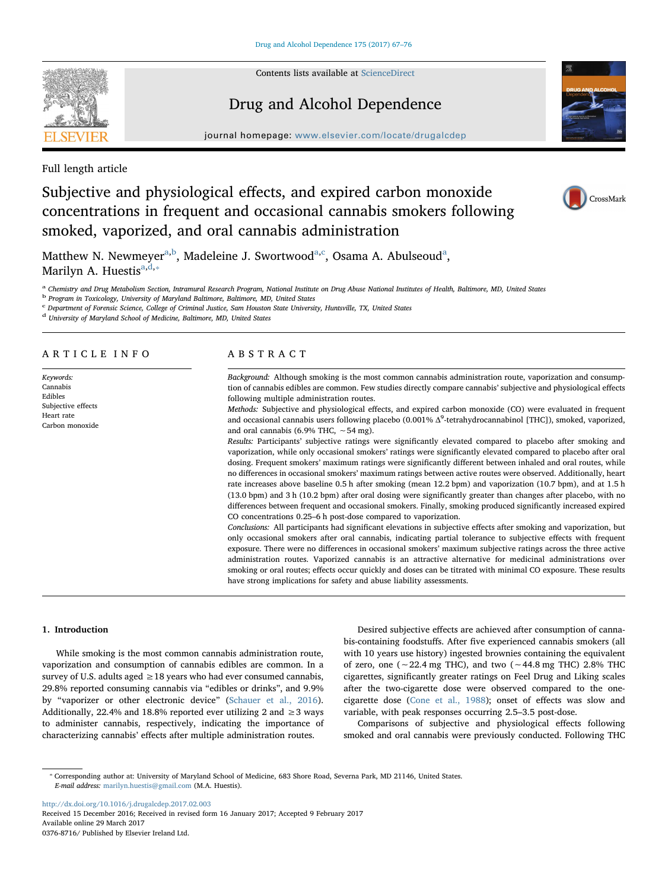Full length article

# Subjective and physiological effects, and expired carbon monoxide concentrations in frequent and occasional cannabis smokers following smoked, vaporized, and oral cannabis administration

Matthew N. Newmeyer[a,b], Madeleine J. Swortwood[a,c], Osama A. Abulseoud[a], Marilyn A. Huestis[a,d,*]

[a] Chemistry and Drug Metabolism Section, Intramural Research Program, National Institute on Drug Abuse National Institutes of Health, Baltimore, MD, United States
[b] Program in Toxicology, University of Maryland Baltimore, Baltimore, MD, United States
[c] Department of Forensic Science, College of Criminal Justice, Sam Houston State University, Huntsville, TX, United States
[d] University of Maryland School of Medicine, Baltimore, MD, United States

## ARTICLE INFO

*Keywords:*
Cannabis
Edibles
Subjective effects
Heart rate
Carbon monoxide

## ABSTRACT

*Background:* Although smoking is the most common cannabis administration route, vaporization and consumption of cannabis edibles are common. Few studies directly compare cannabis' subjective and physiological effects following multiple administration routes.

*Methods:* Subjective and physiological effects, and expired carbon monoxide (CO) were evaluated in frequent and occasional cannabis smokers following placebo (0.001% $\Delta^9$-tetrahydrocannabinol [THC]), smoked, vaporized, and oral cannabis (6.9% THC, ~54 mg).

*Results:* Participants' subjective ratings were significantly elevated compared to placebo after smoking and vaporization, while only occasional smokers' ratings were significantly elevated compared to placebo after oral dosing. Frequent smokers' maximum ratings were significantly different between inhaled and oral routes, while no differences in occasional smokers' maximum ratings between active routes were observed. Additionally, heart rate increases above baseline 0.5 h after smoking (mean 12.2 bpm) and vaporization (10.7 bpm), and at 1.5 h (13.0 bpm) and 3 h (10.2 bpm) after oral dosing were significantly greater than changes after placebo, with no differences between frequent and occasional smokers. Finally, smoking produced significantly increased expired CO concentrations 0.25–6 h post-dose compared to vaporization.

*Conclusions:* All participants had significant elevations in subjective effects after smoking and vaporization, but only occasional smokers after oral cannabis, indicating partial tolerance to subjective effects with frequent exposure. There were no differences in occasional smokers' maximum subjective ratings across the three active administration routes. Vaporized cannabis is an attractive alternative for medicinal administrations over smoking or oral routes; effects occur quickly and doses can be titrated with minimal CO exposure. These results have strong implications for safety and abuse liability assessments.

## 1. Introduction

While smoking is the most common cannabis administration route, vaporization and consumption of cannabis edibles are common. In a survey of U.S. adults aged ≥18 years who had ever consumed cannabis, 29.8% reported consuming cannabis via "edibles or drinks", and 9.9% by "vaporizer or other electronic device" (Schauer et al., 2016). Additionally, 22.4% and 18.8% reported ever utilizing 2 and ≥3 ways to administer cannabis, respectively, indicating the importance of characterizing cannabis' effects after multiple administration routes.

Desired subjective effects are achieved after consumption of cannabis-containing foodstuffs. After five experienced cannabis smokers (all with 10 years use history) ingested brownies containing the equivalent of zero, one (~22.4 mg THC), and two (~44.8 mg THC) 2.8% THC cigarettes, significantly greater ratings on Feel Drug and Liking scales after the two-cigarette dose were observed compared to the one-cigarette dose (Cone et al., 1988); onset of effects was slow and variable, with peak responses occurring 2.5–3.5 post-dose.

Comparisons of subjective and physiological effects following smoked and oral cannabis were previously conducted. Following THC

* Corresponding author at: University of Maryland School of Medicine, 683 Shore Road, Severna Park, MD 21146, United States.
*E-mail address:* marilyn.huestis@gmail.com (M.A. Huestis).

http://dx.doi.org/10.1016/j.drugalcdep.2017.02.003
Received 15 December 2016; Received in revised form 16 January 2017; Accepted 9 February 2017
Available online 29 March 2017
0376-8716/ Published by Elsevier Ireland Ltd.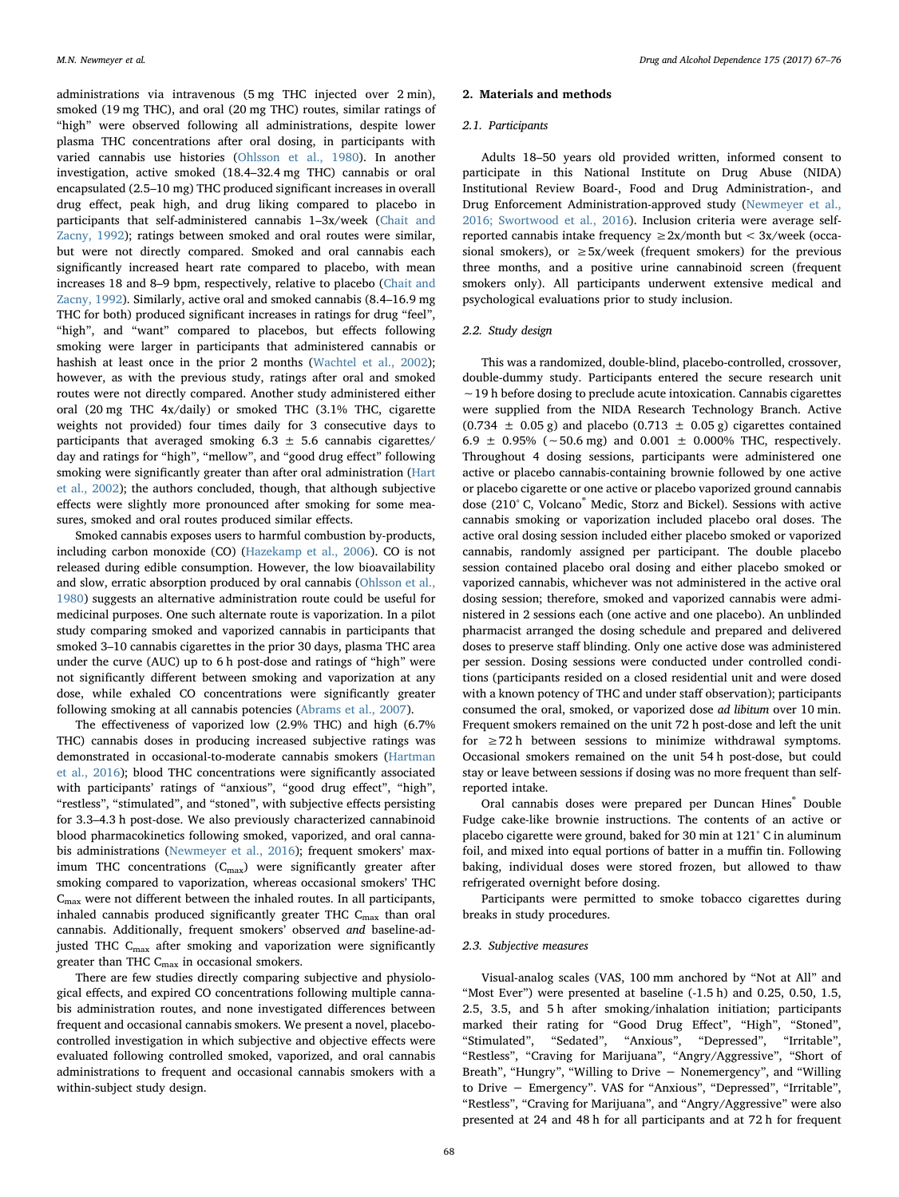administrations via intravenous (5 mg THC injected over 2 min), smoked (19 mg THC), and oral (20 mg THC) routes, similar ratings of "high" were observed following all administrations, despite lower plasma THC concentrations after oral dosing, in participants with varied cannabis use histories (Ohlsson et al., 1980). In another investigation, active smoked (18.4–32.4 mg THC) cannabis or oral encapsulated (2.5–10 mg) THC produced significant increases in overall drug effect, peak high, and drug liking compared to placebo in participants that self-administered cannabis 1–3x/week (Chait and Zacny, 1992); ratings between smoked and oral routes were similar, but were not directly compared. Smoked and oral cannabis each significantly increased heart rate compared to placebo, with mean increases 18 and 8–9 bpm, respectively, relative to placebo (Chait and Zacny, 1992). Similarly, active oral and smoked cannabis (8.4–16.9 mg THC for both) produced significant increases in ratings for "feel", "high", and "want" compared to placebos, but effects following smoking were larger in participants that administered cannabis or hashish at least once in the prior 2 months (Wachtel et al., 2002); however, as with the previous study, ratings after oral and smoked routes were not directly compared. Another study administered either oral (20 mg THC 4x/daily) or smoked THC (3.1% THC, cigarette weights not provided) four times daily for 3 consecutive days to participants that averaged smoking 6.3 ± 5.6 cannabis cigarettes/day and ratings for "high", "mellow", and "good drug effect" following smoking were significantly greater than after oral administration (Hart et al., 2002); the authors concluded, though, that although subjective effects were slightly more pronounced after smoking for some measures, smoked and oral routes produced similar effects.

Smoked cannabis exposes users to harmful combustion by-products, including carbon monoxide (CO) (Hazekamp et al., 2006). CO is not released during edible consumption. However, the low bioavailability and slow, erratic absorption produced by oral cannabis (Ohlsson et al., 1980) suggests an alternative administration route could be useful for medicinal purposes. One such alternate route is vaporization. In a pilot study comparing smoked and vaporized cannabis in participants that smoked 3–10 cannabis cigarettes in the prior 30 days, plasma THC area under the curve (AUC) up to 6 h post-dose and ratings of "high" were not significantly different between smoking and vaporization at any dose, while exhaled CO concentrations were significantly greater following smoking at all cannabis potencies (Abrams et al., 2007).

The effectiveness of vaporized low (2.9% THC) and high (6.7% THC) cannabis doses in producing increased subjective ratings was demonstrated in occasional-to-moderate cannabis smokers (Hartman et al., 2016); blood THC concentrations were significantly associated with participants' ratings of "anxious", "good drug effect", "high", "restless", "stimulated", and "stoned", with subjective effects persisting for 3.3–4.3 h post-dose. We also previously characterized cannabinoid blood pharmacokinetics following smoked, vaporized, and oral cannabis administrations (Newmeyer et al., 2016); frequent smokers' maximum THC concentrations ($C_{max}$) were significantly greater after smoking compared to vaporization, whereas occasional smokers' THC $C_{max}$ were not different between the inhaled routes. In all participants, inhaled cannabis produced significantly greater THC $C_{max}$ than oral cannabis. Additionally, frequent smokers' observed *and* baseline-adjusted THC $C_{max}$ after smoking and vaporization were significantly greater than THC $C_{max}$ in occasional smokers.

There are few studies directly comparing subjective and physiological effects, and expired CO concentrations following multiple cannabis administration routes, and none investigated differences between frequent and occasional cannabis smokers. We present a novel, placebo-controlled investigation in which subjective and objective effects were evaluated following controlled smoked, vaporized, and oral cannabis administrations to frequent and occasional cannabis smokers with a within-subject study design.

## 2. Materials and methods

### 2.1. Participants

Adults 18–50 years old provided written, informed consent to participate in this National Institute on Drug Abuse (NIDA) Institutional Review Board-, Food and Drug Administration-, and Drug Enforcement Administration-approved study (Newmeyer et al., 2016; Swortwood et al., 2016). Inclusion criteria were average self-reported cannabis intake frequency ≥2x/month but < 3x/week (occasional smokers), or ≥5x/week (frequent smokers) for the previous three months, and a positive urine cannabinoid screen (frequent smokers only). All participants underwent extensive medical and psychological evaluations prior to study inclusion.

### 2.2. Study design

This was a randomized, double-blind, placebo-controlled, crossover, double-dummy study. Participants entered the secure research unit ~19 h before dosing to preclude acute intoxication. Cannabis cigarettes were supplied from the NIDA Research Technology Branch. Active (0.734 ± 0.05 g) and placebo (0.713 ± 0.05 g) cigarettes contained 6.9 ± 0.95% (~50.6 mg) and 0.001 ± 0.000% THC, respectively. Throughout 4 dosing sessions, participants were administered one active or placebo cannabis-containing brownie followed by one active or placebo cigarette or one active or placebo vaporized ground cannabis dose (210° C, Volcano® Medic, Storz and Bickel). Sessions with active cannabis smoking or vaporization included placebo oral doses. The active oral dosing session included either placebo smoked or vaporized cannabis, randomly assigned per participant. The double placebo session contained placebo oral dosing and either placebo smoked or vaporized cannabis, whichever was not administered in the active oral dosing session; therefore, smoked and vaporized cannabis were administered in 2 sessions each (one active and one placebo). An unblinded pharmacist arranged the dosing schedule and prepared and delivered doses to preserve staff blinding. Only one active dose was administered per session. Dosing sessions were conducted under controlled conditions (participants resided on a closed residential unit and were dosed with a known potency of THC and under staff observation); participants consumed the oral, smoked, or vaporized dose *ad libitum* over 10 min. Frequent smokers remained on the unit 72 h post-dose and left the unit for ≥72 h between sessions to minimize withdrawal symptoms. Occasional smokers remained on the unit 54 h post-dose, but could stay or leave between sessions if dosing was no more frequent than self-reported intake.

Oral cannabis doses were prepared per Duncan Hines® Double Fudge cake-like brownie instructions. The contents of an active or placebo cigarette were ground, baked for 30 min at 121° C in aluminum foil, and mixed into equal portions of batter in a muffin tin. Following baking, individual doses were stored frozen, but allowed to thaw refrigerated overnight before dosing.

Participants were permitted to smoke tobacco cigarettes during breaks in study procedures.

### 2.3. Subjective measures

Visual-analog scales (VAS, 100 mm anchored by "Not at All" and "Most Ever") were presented at baseline (-1.5 h) and 0.25, 0.50, 1.5, 2.5, 3.5, and 5 h after smoking/inhalation initiation; participants marked their rating for "Good Drug Effect", "High", "Stoned", "Stimulated", "Sedated", "Anxious", "Depressed", "Irritable", "Restless", "Craving for Marijuana", "Angry/Aggressive", "Short of Breath", "Hungry", "Willing to Drive – Nonemergency", and "Willing to Drive – Emergency". VAS for "Anxious", "Depressed", "Irritable", "Restless", "Craving for Marijuana", and "Angry/Aggressive" were also presented at 24 and 48 h for all participants and at 72 h for frequent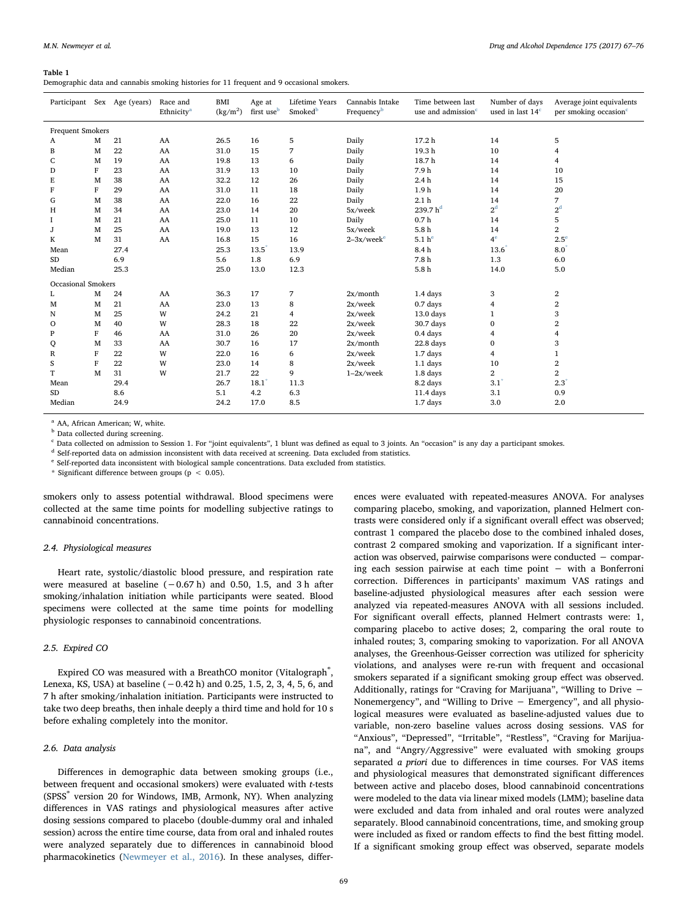**Table 1**
Demographic data and cannabis smoking histories for 11 frequent and 9 occasional smokers.

| Participant | Sex | Age (years) | Race and Ethnicity[a] | BMI (kg/m²) | Age at first use[b] | Lifetime Years Smoked[b] | Cannabis Intake Frequency[b] | Time between last use and admission[c] | Number of days used in last 14[c] | Average joint equivalents per smoking occasion[c] |
|---|---|---|---|---|---|---|---|---|---|---|
| Frequent Smokers | | | | | | | | | | |
| A | M | 21 | AA | 26.5 | 16 | 5 | Daily | 17.2 h | 14 | 5 |
| B | M | 22 | AA | 31.0 | 15 | 7 | Daily | 19.3 h | 10 | 4 |
| C | M | 19 | AA | 19.8 | 13 | 6 | Daily | 18.7 h | 14 | 4 |
| D | F | 23 | AA | 31.9 | 13 | 10 | Daily | 7.9 h | 14 | 10 |
| E | M | 38 | AA | 32.2 | 12 | 26 | Daily | 2.4 h | 14 | 15 |
| F | F | 29 | AA | 31.0 | 11 | 18 | Daily | 1.9 h | 14 | 20 |
| G | M | 38 | AA | 22.0 | 16 | 22 | Daily | 2.1 h | 14 | 7 |
| H | M | 34 | AA | 23.0 | 14 | 20 | 5x/week | 239.7 h[d] | 2[d] | 2[d] |
| I | M | 21 | AA | 25.0 | 11 | 10 | Daily | 0.7 h | 14 | 5 |
| J | M | 25 | AA | 19.0 | 13 | 12 | 5x/week | 5.8 h | 14 | 2 |
| K | M | 31 | AA | 16.8 | 15 | 16 | 2–3x/week[e] | 5.1 h[e] | 4[e] | 2.5[e] |
| Mean | | 27.4 | | 25.3 | 13.5* | 13.9 | | 8.4 h | 13.6* | 8.0* |
| SD | | 6.9 | | 5.6 | 1.8 | 6.9 | | 7.8 h | 1.3 | 6.0 |
| Median | | 25.3 | | 25.0 | 13.0 | 12.3 | | 5.8 h | 14.0 | 5.0 |
| Occasional Smokers | | | | | | | | | | |
| L | M | 24 | AA | 36.3 | 17 | 7 | 2x/month | 1.4 days | 3 | 2 |
| M | M | 21 | AA | 23.0 | 13 | 8 | 2x/week | 0.7 days | 4 | 2 |
| N | M | 25 | W | 24.2 | 21 | 4 | 2x/week | 13.0 days | 1 | 3 |
| O | M | 40 | W | 28.3 | 18 | 22 | 2x/week | 30.7 days | 0 | 2 |
| P | F | 46 | AA | 31.0 | 26 | 20 | 2x/week | 0.4 days | 4 | 4 |
| Q | M | 33 | AA | 30.7 | 16 | 17 | 2x/month | 22.8 days | 0 | 3 |
| R | F | 22 | W | 22.0 | 16 | 6 | 2x/week | 1.7 days | 4 | 1 |
| S | F | 22 | W | 23.0 | 14 | 8 | 2x/week | 1.1 days | 10 | 2 |
| T | M | 31 | W | 21.7 | 22 | 9 | 1–2x/week | 1.8 days | 2 | 2 |
| Mean | | 29.4 | | 26.7 | 18.1* | 11.3 | | 8.2 days | 3.1* | 2.3* |
| SD | | 8.6 | | 5.1 | 4.2 | 6.3 | | 11.4 days | 3.1 | 0.9 |
| Median | | 24.9 | | 24.2 | 17.0 | 8.5 | | 1.7 days | 3.0 | 2.0 |

[a] AA, African American; W, white.
[b] Data collected during screening.
[c] Data collected on admission to Session 1. For "joint equivalents", 1 blunt was defined as equal to 3 joints. An "occasion" is any day a participant smokes.
[d] Self-reported data on admission inconsistent with data received at screening. Data excluded from statistics.
[e] Self-reported data inconsistent with biological sample concentrations. Data excluded from statistics.
* Significant difference between groups ($p < 0.05$).

smokers only to assess potential withdrawal. Blood specimens were collected at the same time points for modelling subjective ratings to cannabinoid concentrations.

### 2.4. Physiological measures

Heart rate, systolic/diastolic blood pressure, and respiration rate were measured at baseline (−0.67 h) and 0.50, 1.5, and 3 h after smoking/inhalation initiation while participants were seated. Blood specimens were collected at the same time points for modelling physiologic responses to cannabinoid concentrations.

### 2.5. Expired CO

Expired CO was measured with a BreathCO monitor (Vitalograph®, Lenexa, KS, USA) at baseline (−0.42 h) and 0.25, 1.5, 2, 3, 4, 5, 6, and 7 h after smoking/inhalation initiation. Participants were instructed to take two deep breaths, then inhale deeply a third time and hold for 10 s before exhaling completely into the monitor.

### 2.6. Data analysis

Differences in demographic data between smoking groups (i.e., between frequent and occasional smokers) were evaluated with *t*-tests (SPSS® version 20 for Windows, IMB, Armonk, NY). When analyzing differences in VAS ratings and physiological measures after active dosing sessions compared to placebo (double-dummy oral and inhaled session) across the entire time course, data from oral and inhaled routes were analyzed separately due to differences in cannabinoid blood pharmacokinetics (Newmeyer et al., 2016). In these analyses, differences were evaluated with repeated-measures ANOVA. For analyses comparing placebo, smoking, and vaporization, planned Helmert contrasts were considered only if a significant overall effect was observed; contrast 1 compared the placebo dose to the combined inhaled doses, contrast 2 compared smoking and vaporization. If a significant interaction was observed, pairwise comparisons were conducted − comparing each session pairwise at each time point − with a Bonferroni correction. Differences in participants' maximum VAS ratings and baseline-adjusted physiological measures after each session were analyzed via repeated-measures ANOVA with all sessions included. For significant overall effects, planned Helmert contrasts were: 1, comparing placebo to active doses; 2, comparing the oral route to inhaled routes; 3, comparing smoking to vaporization. For all ANOVA analyses, the Greenhouse-Geisser correction was utilized for sphericity violations, and analyses were re-run with frequent and occasional smokers separated if a significant smoking group effect was observed. Additionally, ratings for "Craving for Marijuana", "Willing to Drive − Nonemergency", and "Willing to Drive − Emergency", and all physiological measures were evaluated as baseline-adjusted values due to variable, non-zero baseline values across dosing sessions. VAS for "Anxious", "Depressed", "Irritable", "Restless", "Craving for Marijuana", and "Angry/Aggressive" were evaluated with smoking groups separated *a priori* due to differences in time courses. For VAS items and physiological measures that demonstrated significant differences between active and placebo doses, blood cannabinoid concentrations were modeled to the data via linear mixed models (LMM); baseline data were excluded and data from inhaled and oral routes were analyzed separately. Blood cannabinoid concentrations, time, and smoking group were included as fixed or random effects to find the best fitting model. If a significant smoking group effect was observed, separate models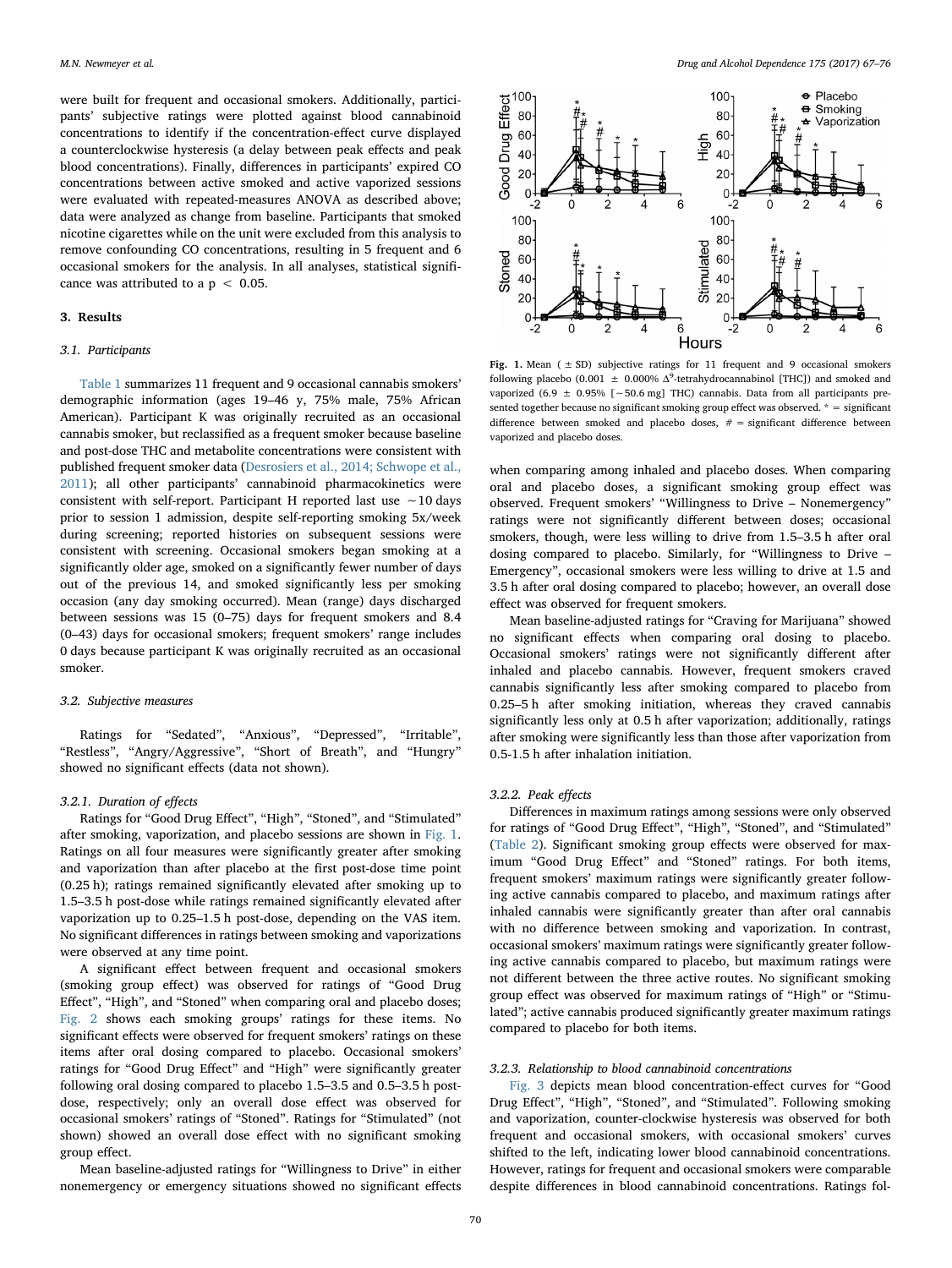were built for frequent and occasional smokers. Additionally, participants' subjective ratings were plotted against blood cannabinoid concentrations to identify if the concentration-effect curve displayed a counterclockwise hysteresis (a delay between peak effects and peak blood concentrations). Finally, differences in participants' expired CO concentrations between active smoked and active vaporized sessions were evaluated with repeated-measures ANOVA as described above; data were analyzed as change from baseline. Participants that smoked nicotine cigarettes while on the unit were excluded from this analysis to remove confounding CO concentrations, resulting in 5 frequent and 6 occasional smokers for the analysis. In all analyses, statistical significance was attributed to a $p < 0.05$.

## 3. Results

### 3.1. Participants

Table 1 summarizes 11 frequent and 9 occasional cannabis smokers' demographic information (ages 19–46 y, 75% male, 75% African American). Participant K was originally recruited as an occasional cannabis smoker, but reclassified as a frequent smoker because baseline and post-dose THC and metabolite concentrations were consistent with published frequent smoker data (Desrosiers et al., 2014; Schwope et al., 2011); all other participants' cannabinoid pharmacokinetics were consistent with self-report. Participant H reported last use ~10 days prior to session 1 admission, despite self-reporting smoking 5x/week during screening; reported histories on subsequent sessions were consistent with screening. Occasional smokers began smoking at a significantly older age, smoked on a significantly fewer number of days out of the previous 14, and smoked significantly less per smoking occasion (any day smoking occurred). Mean (range) days discharged between sessions was 15 (0–75) days for frequent smokers and 8.4 (0–43) days for occasional smokers; frequent smokers' range includes 0 days because participant K was originally recruited as an occasional smoker.

### 3.2. Subjective measures

Ratings for "Sedated", "Anxious", "Depressed", "Irritable", "Restless", "Angry/Aggressive", "Short of Breath", and "Hungry" showed no significant effects (data not shown).

#### 3.2.1. Duration of effects

Ratings for "Good Drug Effect", "High", "Stoned", and "Stimulated" after smoking, vaporization, and placebo sessions are shown in Fig. 1. Ratings on all four measures were significantly greater after smoking and vaporization than after placebo at the first post-dose time point (0.25 h); ratings remained significantly elevated after smoking up to 1.5–3.5 h post-dose while ratings remained significantly elevated after vaporization up to 0.25–1.5 h post-dose, depending on the VAS item. No significant differences in ratings between smoking and vaporizations were observed at any time point.

A significant effect between frequent and occasional smokers (smoking group effect) was observed for ratings of "Good Drug Effect", "High", and "Stoned" when comparing oral and placebo doses; Fig. 2 shows each smoking groups' ratings for these items. No significant effects were observed for frequent smokers' ratings on these items after oral dosing compared to placebo. Occasional smokers' ratings for "Good Drug Effect" and "High" were significantly greater following oral dosing compared to placebo 1.5–3.5 and 0.5–3.5 h post-dose, respectively; only an overall dose effect was observed for occasional smokers' ratings of "Stoned". Ratings for "Stimulated" (not shown) showed an overall dose effect with no significant smoking group effect.

Mean baseline-adjusted ratings for "Willingness to Drive" in either nonemergency or emergency situations showed no significant effects when comparing among inhaled and placebo doses. When comparing oral and placebo doses, a significant smoking group effect was observed. Frequent smokers' "Willingness to Drive – Nonemergency" ratings were not significantly different between doses; occasional smokers, though, were less willing to drive from 1.5–3.5 h after oral dosing compared to placebo. Similarly, for "Willingness to Drive – Emergency", occasional smokers were less willing to drive at 1.5 and 3.5 h after oral dosing compared to placebo; however, an overall dose effect was observed for frequent smokers.

Mean baseline-adjusted ratings for "Craving for Marijuana" showed no significant effects when comparing oral dosing to placebo. Occasional smokers' ratings were not significantly different after inhaled and placebo cannabis. However, frequent smokers craved cannabis significantly less after smoking compared to placebo from 0.25–5 h after smoking initiation, whereas they craved cannabis significantly less only at 0.5 h after vaporization; additionally, ratings after smoking were significantly less than those after vaporization from 0.5-1.5 h after inhalation initiation.

Fig. 1. Mean (± SD) subjective ratings for 11 frequent and 9 occasional smokers following placebo (0.001 ± 0.000% $\Delta^9$-tetrahydrocannabinol [THC]) and smoked and vaporized (6.9 ± 0.95% [~50.6 mg] THC) cannabis. Data from all participants presented together because no significant smoking group effect was observed. * = significant difference between smoked and placebo doses, # = significant difference between vaporized and placebo doses.

#### 3.2.2. Peak effects

Differences in maximum ratings among sessions were only observed for ratings of "Good Drug Effect", "High", "Stoned", and "Stimulated" (Table 2). Significant smoking group effects were observed for maximum "Good Drug Effect" and "Stoned" ratings. For both items, frequent smokers' maximum ratings were significantly greater following active cannabis compared to placebo, and maximum ratings after inhaled cannabis were significantly greater than after oral cannabis with no difference between smoking and vaporization. In contrast, occasional smokers' maximum ratings were significantly greater following active cannabis compared to placebo, but maximum ratings were not different between the three active routes. No significant smoking group effect was observed for maximum ratings of "High" or "Stimulated"; active cannabis produced significantly greater maximum ratings compared to placebo for both items.

#### 3.2.3. Relationship to blood cannabinoid concentrations

Fig. 3 depicts mean blood concentration-effect curves for "Good Drug Effect", "High", "Stoned", and "Stimulated". Following smoking and vaporization, counter-clockwise hysteresis was observed for both frequent and occasional smokers, with occasional smokers' curves shifted to the left, indicating lower blood cannabinoid concentrations. However, ratings for frequent and occasional smokers were comparable despite differences in blood cannabinoid concentrations. Ratings fol-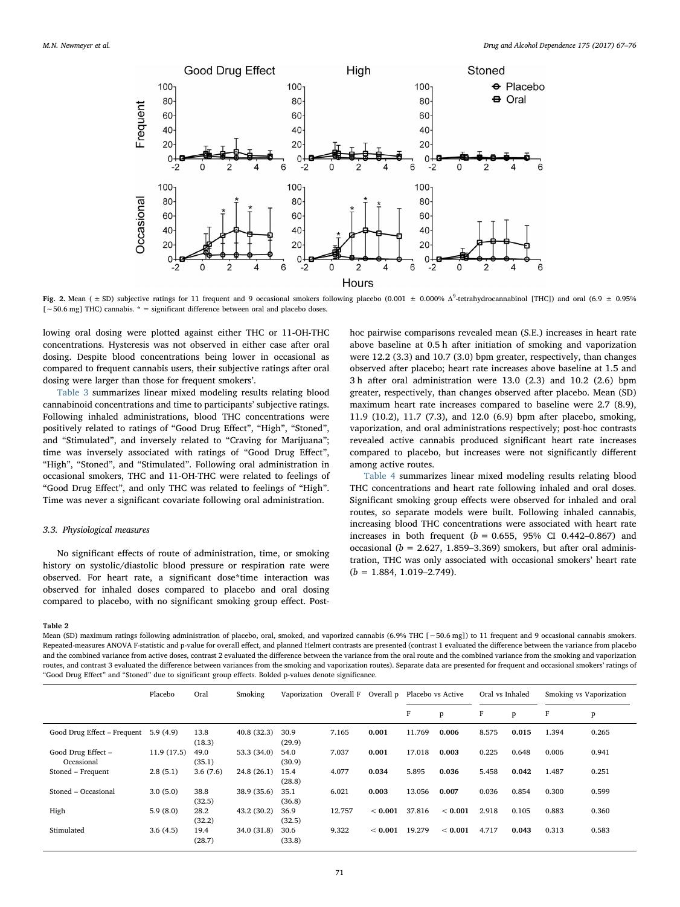Fig. 2. Mean (± SD) subjective ratings for 11 frequent and 9 occasional smokers following placebo (0.001 ± 0.000% $\Delta^9$-tetrahydrocannabinol [THC]) and oral (6.9 ± 0.95% [~50.6 mg] THC) cannabis. * = significant difference between oral and placebo doses.

lowing oral dosing were plotted against either THC or 11-OH-THC concentrations. Hysteresis was not observed in either case after oral dosing. Despite blood concentrations being lower in occasional as compared to frequent cannabis users, their subjective ratings after oral dosing were larger than those for frequent smokers'.

Table 3 summarizes linear mixed modeling results relating blood cannabinoid concentrations and time to participants' subjective ratings. Following inhaled administrations, blood THC concentrations were positively related to ratings of "Good Drug Effect", "High", "Stoned", and "Stimulated", and inversely related to "Craving for Marijuana"; time was inversely associated with ratings of "Good Drug Effect", "High", "Stoned", and "Stimulated". Following oral administration in occasional smokers, THC and 11-OH-THC were related to feelings of "Good Drug Effect", and only THC was related to feelings of "High". Time was never a significant covariate following oral administration.

### 3.3. Physiological measures

No significant effects of route of administration, time, or smoking history on systolic/diastolic blood pressure or respiration rate were observed. For heart rate, a significant dose*time interaction was observed for inhaled doses compared to placebo and oral dosing compared to placebo, with no significant smoking group effect. Post-hoc pairwise comparisons revealed mean (S.E.) increases in heart rate above baseline at 0.5 h after initiation of smoking and vaporization were 12.2 (3.3) and 10.7 (3.0) bpm greater, respectively, than changes observed after placebo; heart rate increases above baseline at 1.5 and 3 h after oral administration were 13.0 (2.3) and 10.2 (2.6) bpm greater, respectively, than changes observed after placebo. Mean (SD) maximum heart rate increases compared to baseline were 2.7 (8.9), 11.9 (10.2), 11.7 (7.3), and 12.0 (6.9) bpm after placebo, smoking, vaporization, and oral administrations respectively; post-hoc contrasts revealed active cannabis produced significant heart rate increases compared to placebo, but increases were not significantly different among active routes.

Table 4 summarizes linear mixed modeling results relating blood THC concentrations and heart rate following inhaled and oral doses. Significant smoking group effects were observed for inhaled and oral routes, so separate models were built. Following inhaled cannabis, increasing blood THC concentrations were associated with heart rate increases in both frequent ($b$ = 0.655, 95% CI 0.442–0.867) and occasional ($b$ = 2.627, 1.859–3.369) smokers, but after oral administration, THC was only associated with occasional smokers' heart rate ($b$ = 1.884, 1.019–2.749).

**Table 2**
Mean (SD) maximum ratings following administration of placebo, oral, smoked, and vaporized cannabis (6.9% THC [~50.6 mg]) to 11 frequent and 9 occasional cannabis smokers. Repeated-measures ANOVA F-statistic and p-value for overall effect, and planned Helmert contrasts are presented (contrast 1 evaluated the difference between the variance from placebo and the combined variance from active doses, contrast 2 evaluated the difference between the variance from the oral route and the combined variance from the smoking and vaporization routes, and contrast 3 evaluated the difference between variances from the smoking and vaporization routes). Separate data are presented for frequent and occasional smokers' ratings of "Good Drug Effect" and "Stoned" due to significant group effects. Bolded p-values denote significance.

| | Placebo | Oral | Smoking | Vaporization | Overall F | Overall p | Placebo vs Active | | Oral vs Inhaled | | Smoking vs Vaporization | |
|---|---|---|---|---|---|---|---|---|---|---|---|---|
| | | | | | | | F | p | F | p | F | p |
| Good Drug Effect – Frequent | 5.9 (4.9) | 13.8 (18.3) | 40.8 (32.3) | 30.9 (29.9) | 7.165 | **0.001** | 11.769 | **0.006** | 8.575 | **0.015** | 1.394 | 0.265 |
| Good Drug Effect – Occasional | 11.9 (17.5) | 49.0 (35.1) | 53.3 (34.0) | 54.0 (30.9) | 7.037 | **0.001** | 17.018 | **0.003** | 0.225 | 0.648 | 0.006 | 0.941 |
| Stoned – Frequent | 2.8 (5.1) | 3.6 (7.6) | 24.8 (26.1) | 15.4 (28.8) | 4.077 | **0.034** | 5.895 | **0.036** | 5.458 | **0.042** | 1.487 | 0.251 |
| Stoned – Occasional | 3.0 (5.0) | 38.8 (32.5) | 38.9 (35.6) | 35.1 (36.8) | 6.021 | **0.003** | 13.056 | **0.007** | 0.036 | 0.854 | 0.300 | 0.599 |
| High | 5.9 (8.0) | 28.2 (32.2) | 43.2 (30.2) | 36.9 (32.5) | 12.757 | **< 0.001** | 37.816 | **< 0.001** | 2.918 | 0.105 | 0.883 | 0.360 |
| Stimulated | 3.6 (4.5) | 19.4 (28.7) | 34.0 (31.8) | 30.6 (33.8) | 9.322 | **< 0.001** | 19.279 | **< 0.001** | 4.717 | **0.043** | 0.313 | 0.583 |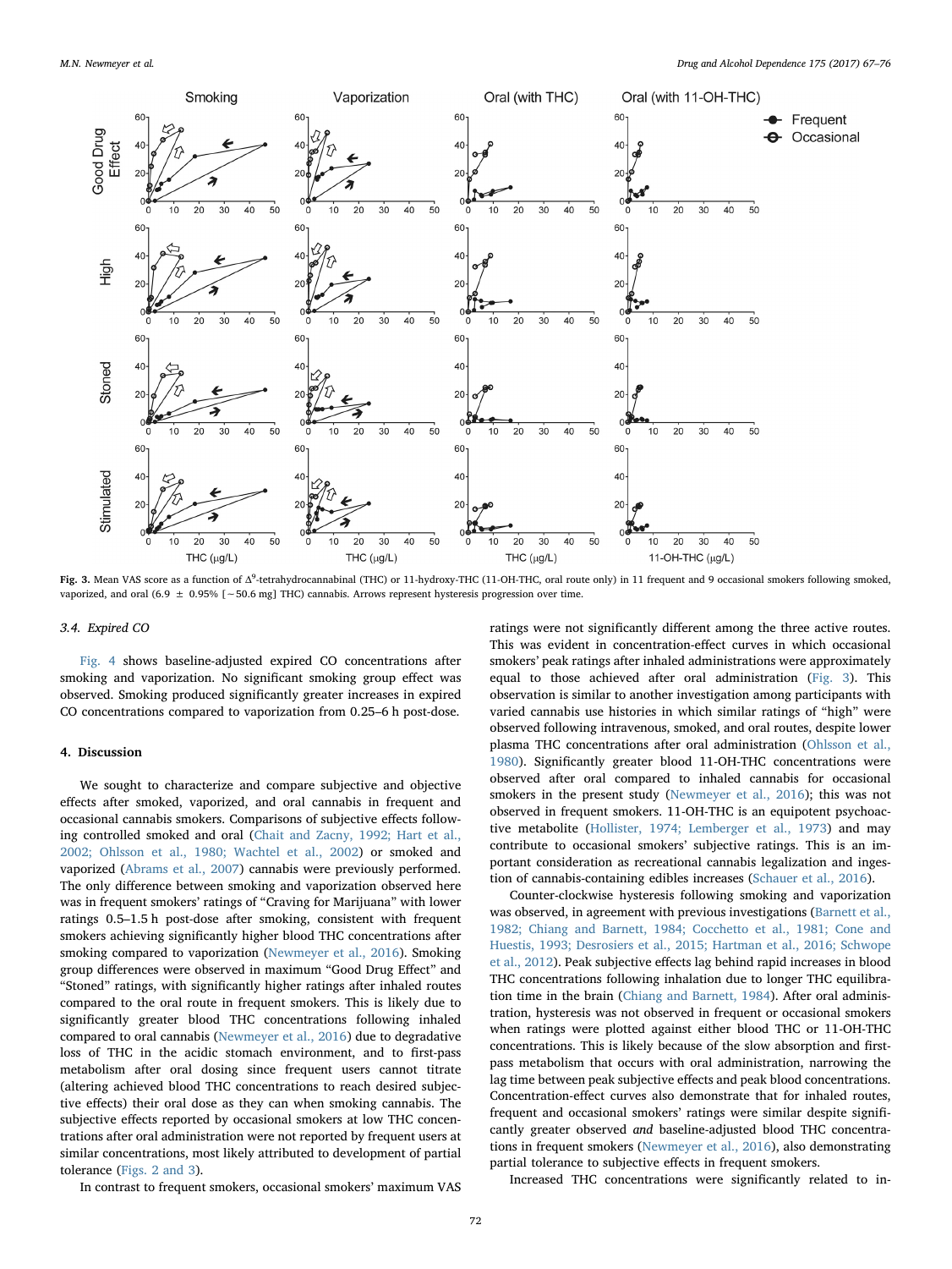**Fig. 3.** Mean VAS score as a function of $\Delta^9$-tetrahydrocannabinal (THC) or 11-hydroxy-THC (11-OH-THC, oral route only) in 11 frequent and 9 occasional smokers following smoked, vaporized, and oral (6.9 ± 0.95% [~50.6 mg] THC) cannabis. Arrows represent hysteresis progression over time.

### 3.4. Expired CO

Fig. 4 shows baseline-adjusted expired CO concentrations after smoking and vaporization. No significant smoking group effect was observed. Smoking produced significantly greater increases in expired CO concentrations compared to vaporization from 0.25–6 h post-dose.

## 4. Discussion

We sought to characterize and compare subjective and objective effects after smoked, vaporized, and oral cannabis in frequent and occasional cannabis smokers. Comparisons of subjective effects following controlled smoked and oral (Chait and Zacny, 1992; Hart et al., 2002; Ohlsson et al., 1980; Wachtel et al., 2002) or smoked and vaporized (Abrams et al., 2007) cannabis were previously performed. The only difference between smoking and vaporization observed here was in frequent smokers' ratings of "Craving for Marijuana" with lower ratings 0.5–1.5 h post-dose after smoking, consistent with frequent smokers achieving significantly higher blood THC concentrations after smoking compared to vaporization (Newmeyer et al., 2016). Smoking group differences were observed in maximum "Good Drug Effect" and "Stoned" ratings, with significantly higher ratings after inhaled routes compared to the oral route in frequent smokers. This is likely due to significantly greater blood THC concentrations following inhaled compared to oral cannabis (Newmeyer et al., 2016) due to degradative loss of THC in the acidic stomach environment, and to first-pass metabolism after oral dosing since frequent users cannot titrate (altering achieved blood THC concentrations to reach desired subjective effects) their oral dose as they can when smoking cannabis. The subjective effects reported by occasional smokers at low THC concentrations after oral administration were not reported by frequent users at similar concentrations, most likely attributed to development of partial tolerance (Figs. 2 and 3).

In contrast to frequent smokers, occasional smokers' maximum VAS ratings were not significantly different among the three active routes. This was evident in concentration-effect curves in which occasional smokers' peak ratings after inhaled administrations were approximately equal to those achieved after oral administration (Fig. 3). This observation is similar to another investigation among participants with varied cannabis use histories in which similar ratings of "high" were observed following intravenous, smoked, and oral routes, despite lower plasma THC concentrations after oral administration (Ohlsson et al., 1980). Significantly greater blood 11-OH-THC concentrations were observed after oral compared to inhaled cannabis for occasional smokers in the present study (Newmeyer et al., 2016); this was not observed in frequent smokers. 11-OH-THC is an equipotent psychoactive metabolite (Hollister, 1974; Lemberger et al., 1973) and may contribute to occasional smokers' subjective ratings. This is an important consideration as recreational cannabis legalization and ingestion of cannabis-containing edibles increases (Schauer et al., 2016).

Counter-clockwise hysteresis following smoking and vaporization was observed, in agreement with previous investigations (Barnett et al., 1982; Chiang and Barnett, 1984; Cocchetto et al., 1981; Cone and Huestis, 1993; Desrosiers et al., 2015; Hartman et al., 2016; Schwope et al., 2012). Peak subjective effects lag behind rapid increases in blood THC concentrations following inhalation due to longer THC equilibration time in the brain (Chiang and Barnett, 1984). After oral administration, hysteresis was not observed in frequent or occasional smokers when ratings were plotted against either blood THC or 11-OH-THC concentrations. This is likely because of the slow absorption and first-pass metabolism that occurs with oral administration, narrowing the lag time between peak subjective effects and peak blood concentrations. Concentration-effect curves also demonstrate that for inhaled routes, frequent and occasional smokers' ratings were similar despite significantly greater observed *and* baseline-adjusted blood THC concentrations in frequent smokers (Newmeyer et al., 2016), also demonstrating partial tolerance to subjective effects in frequent smokers.

Increased THC concentrations were significantly related to in-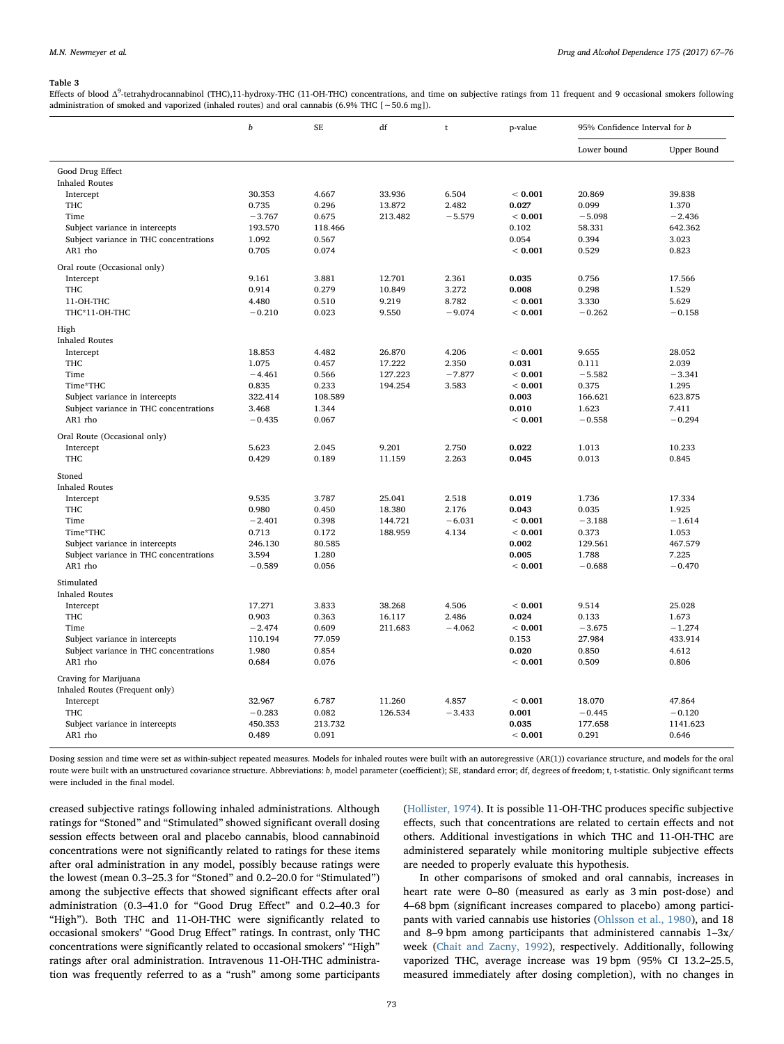**Table 3**

Effects of blood $\Delta^9$-tetrahydrocannabinol (THC),11-hydroxy-THC (11-OH-THC) concentrations, and time on subjective ratings from 11 frequent and 9 occasional smokers following administration of smoked and vaporized (inhaled routes) and oral cannabis (6.9% THC [~50.6 mg]).

| | b | SE | df | t | p-value | 95% Confidence Interval for b | |
|---|---|---|---|---|---|---|---|
| | | | | | | Lower bound | Upper Bound |
| Good Drug Effect | | | | | | | |
| Inhaled Routes | | | | | | | |
| Intercept | 30.353 | 4.667 | 33.936 | 6.504 | **< 0.001** | 20.869 | 39.838 |
| THC | 0.735 | 0.296 | 13.872 | 2.482 | **0.027** | 0.099 | 1.370 |
| Time | −3.767 | 0.675 | 213.482 | −5.579 | **< 0.001** | −5.098 | −2.436 |
| Subject variance in intercepts | 193.570 | 118.466 | | | 0.102 | 58.331 | 642.362 |
| Subject variance in THC concentrations | 1.092 | 0.567 | | | 0.054 | 0.394 | 3.023 |
| AR1 rho | 0.705 | 0.074 | | | **< 0.001** | 0.529 | 0.823 |
| Oral route (Occasional only) | | | | | | | |
| Intercept | 9.161 | 3.881 | 12.701 | 2.361 | **0.035** | 0.756 | 17.566 |
| THC | 0.914 | 0.279 | 10.849 | 3.272 | **0.008** | 0.298 | 1.529 |
| 11-OH-THC | 4.480 | 0.510 | 9.219 | 8.782 | **< 0.001** | 3.330 | 5.629 |
| THC*11-OH-THC | −0.210 | 0.023 | 9.550 | −9.074 | **< 0.001** | −0.262 | −0.158 |
| High | | | | | | | |
| Inhaled Routes | | | | | | | |
| Intercept | 18.853 | 4.482 | 26.870 | 4.206 | **< 0.001** | 9.655 | 28.052 |
| THC | 1.075 | 0.457 | 17.222 | 2.350 | **0.031** | 0.111 | 2.039 |
| Time | −4.461 | 0.566 | 127.223 | −7.877 | **< 0.001** | −5.582 | −3.341 |
| Time*THC | 0.835 | 0.233 | 194.254 | 3.583 | **< 0.001** | 0.375 | 1.295 |
| Subject variance in intercepts | 322.414 | 108.589 | | | **0.003** | 166.621 | 623.875 |
| Subject variance in THC concentrations | 3.468 | 1.344 | | | **0.010** | 1.623 | 7.411 |
| AR1 rho | −0.435 | 0.067 | | | **< 0.001** | −0.558 | −0.294 |
| Oral Route (Occasional only) | | | | | | | |
| Intercept | 5.623 | 2.045 | 9.201 | 2.750 | **0.022** | 1.013 | 10.233 |
| THC | 0.429 | 0.189 | 11.159 | 2.263 | **0.045** | 0.013 | 0.845 |
| Stoned | | | | | | | |
| Inhaled Routes | | | | | | | |
| Intercept | 9.535 | 3.787 | 25.041 | 2.518 | **0.019** | 1.736 | 17.334 |
| THC | 0.980 | 0.450 | 18.380 | 2.176 | **0.043** | 0.035 | 1.925 |
| Time | −2.401 | 0.398 | 144.721 | −6.031 | **< 0.001** | −3.188 | −1.614 |
| Time*THC | 0.713 | 0.172 | 188.959 | 4.134 | **< 0.001** | 0.373 | 1.053 |
| Subject variance in intercepts | 246.130 | 80.585 | | | **0.002** | 129.561 | 467.579 |
| Subject variance in THC concentrations | 3.594 | 1.280 | | | **0.005** | 1.788 | 7.225 |
| AR1 rho | −0.589 | 0.056 | | | **< 0.001** | −0.688 | −0.470 |
| Stimulated | | | | | | | |
| Inhaled Routes | | | | | | | |
| Intercept | 17.271 | 3.833 | 38.268 | 4.506 | **< 0.001** | 9.514 | 25.028 |
| THC | 0.903 | 0.363 | 16.117 | 2.486 | **0.024** | 0.133 | 1.673 |
| Time | −2.474 | 0.609 | 211.683 | −4.062 | **< 0.001** | −3.675 | −1.274 |
| Subject variance in intercepts | 110.194 | 77.059 | | | 0.153 | 27.984 | 433.914 |
| Subject variance in THC concentrations | 1.980 | 0.854 | | | **0.020** | 0.850 | 4.612 |
| AR1 rho | 0.684 | 0.076 | | | **< 0.001** | 0.509 | 0.806 |
| Craving for Marijuana | | | | | | | |
| Inhaled Routes (Frequent only) | | | | | | | |
| Intercept | 32.967 | 6.787 | 11.260 | 4.857 | **< 0.001** | 18.070 | 47.864 |
| THC | −0.283 | 0.082 | 126.534 | −3.433 | **0.001** | −0.445 | −0.120 |
| Subject variance in intercepts | 450.353 | 213.732 | | | **0.035** | 177.658 | 1141.623 |
| AR1 rho | 0.489 | 0.091 | | | **< 0.001** | 0.291 | 0.646 |

Dosing session and time were set as within-subject repeated measures. Models for inhaled routes were built with an autoregressive (AR(1)) covariance structure, and models for the oral route were built with an unstructured covariance structure. Abbreviations: b, model parameter (coefficient); SE, standard error; df, degrees of freedom; t, t-statistic. Only significant terms were included in the final model.

creased subjective ratings following inhaled administrations. Although ratings for "Stoned" and "Stimulated" showed significant overall dosing session effects between oral and placebo cannabis, blood cannabinoid concentrations were not significantly related to ratings for these items after oral administration in any model, possibly because ratings were the lowest (mean 0.3–25.3 for "Stoned" and 0.2–20.0 for "Stimulated") among the subjective effects that showed significant effects after oral administration (0.3–41.0 for "Good Drug Effect" and 0.2–40.3 for "High"). Both THC and 11-OH-THC were significantly related to occasional smokers' "Good Drug Effect" ratings. In contrast, only THC concentrations were significantly related to occasional smokers' "High" ratings after oral administration. Intravenous 11-OH-THC administration was frequently referred to as a "rush" among some participants (Hollister, 1974). It is possible 11-OH-THC produces specific subjective effects, such that concentrations are related to certain effects and not others. Additional investigations in which THC and 11-OH-THC are administered separately while monitoring multiple subjective effects are needed to properly evaluate this hypothesis.

In other comparisons of smoked and oral cannabis, increases in heart rate were 0–80 (measured as early as 3 min post-dose) and 4–68 bpm (significant increases compared to placebo) among participants with varied cannabis use histories (Ohlsson et al., 1980), and 18 and 8–9 bpm among participants that administered cannabis 1–3x/week (Chait and Zacny, 1992), respectively. Additionally, following vaporized THC, average increase was 19 bpm (95% CI 13.2–25.5, measured immediately after dosing completion), with no changes in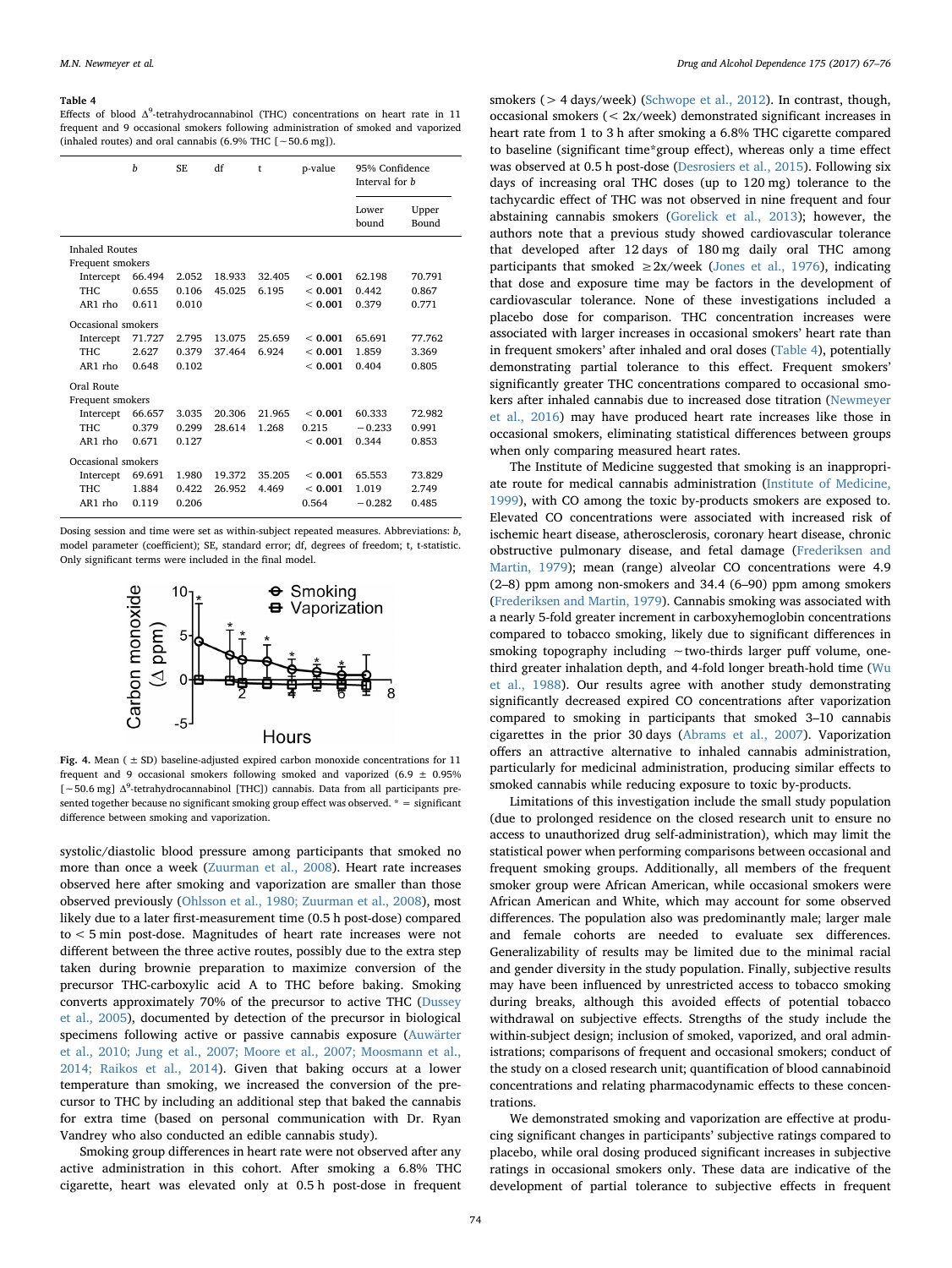**Table 4**
Effects of blood $\Delta^9$-tetrahydrocannabinol (THC) concentrations on heart rate in 11 frequent and 9 occasional smokers following administration of smoked and vaporized (inhaled routes) and oral cannabis (6.9% THC [~50.6 mg]).

| | b | SE | df | t | p-value | 95% Confidence Interval for b | |
|---|---|---|---|---|---|---|---|
| | | | | | | Lower bound | Upper Bound |
| **Inhaled Routes** | | | | | | | |
| *Frequent smokers* | | | | | | | |
| Intercept | 66.494 | 2.052 | 18.933 | 32.405 | **< 0.001** | 62.198 | 70.791 |
| THC | 0.655 | 0.106 | 45.025 | 6.195 | **< 0.001** | 0.442 | 0.867 |
| AR1 rho | 0.611 | 0.010 | | | **< 0.001** | 0.379 | 0.771 |
| *Occasional smokers* | | | | | | | |
| Intercept | 71.727 | 2.795 | 13.075 | 25.659 | **< 0.001** | 65.691 | 77.762 |
| THC | 2.627 | 0.379 | 37.464 | 6.924 | **< 0.001** | 1.859 | 3.369 |
| AR1 rho | 0.648 | 0.102 | | | **< 0.001** | 0.404 | 0.805 |
| **Oral Route** | | | | | | | |
| *Frequent smokers* | | | | | | | |
| Intercept | 66.657 | 3.035 | 20.306 | 21.965 | **< 0.001** | 60.333 | 72.982 |
| THC | 0.379 | 0.299 | 28.614 | 1.268 | 0.215 | −0.233 | 0.991 |
| AR1 rho | 0.671 | 0.127 | | | **< 0.001** | 0.344 | 0.853 |
| *Occasional smokers* | | | | | | | |
| Intercept | 69.691 | 1.980 | 19.372 | 35.205 | **< 0.001** | 65.553 | 73.829 |
| THC | 1.884 | 0.422 | 26.952 | 4.469 | **< 0.001** | 1.019 | 2.749 |
| AR1 rho | 0.119 | 0.206 | | | 0.564 | −0.282 | 0.485 |

Dosing session and time were set as within-subject repeated measures. Abbreviations: b, model parameter (coefficient); SE, standard error; df, degrees of freedom; t, t-statistic. Only significant terms were included in the final model.

**Fig. 4.** Mean (± SD) baseline-adjusted expired carbon monoxide concentrations for 11 frequent and 9 occasional smokers following smoked and vaporized (6.9 ± 0.95% [~50.6 mg] $\Delta^9$-tetrahydrocannabinol [THC]) cannabis. Data from all participants presented together because no significant smoking group effect was observed. * = significant difference between smoking and vaporization.

systolic/diastolic blood pressure among participants that smoked no more than once a week (Zuurman et al., 2008). Heart rate increases observed here after smoking and vaporization are smaller than those observed previously (Ohlsson et al., 1980; Zuurman et al., 2008), most likely due to a later first-measurement time (0.5 h post-dose) compared to < 5 min post-dose. Magnitudes of heart rate increases were not different between the three active routes, possibly due to the extra step taken during brownie preparation to maximize conversion of the precursor THC-carboxylic acid A to THC before baking. Smoking converts approximately 70% of the precursor to active THC (Dussey et al., 2005), documented by detection of the precursor in biological specimens following active or passive cannabis exposure (Auwärter et al., 2010; Jung et al., 2007; Moore et al., 2007; Moosmann et al., 2014; Raikos et al., 2014). Given that baking occurs at a lower temperature than smoking, we increased the conversion of the precursor to THC by including an additional step that baked the cannabis for extra time (based on personal communication with Dr. Ryan Vandrey who also conducted an edible cannabis study).

Smoking group differences in heart rate were not observed after any active administration in this cohort. After smoking a 6.8% THC cigarette, heart was elevated only at 0.5 h post-dose in frequent smokers (> 4 days/week) (Schwope et al., 2012). In contrast, though, occasional smokers (< 2x/week) demonstrated significant increases in heart rate from 1 to 3 h after smoking a 6.8% THC cigarette compared to baseline (significant time*group effect), whereas only a time effect was observed at 0.5 h post-dose (Desrosiers et al., 2015). Following six days of increasing oral THC doses (up to 120 mg) tolerance to the tachycardic effect of THC was not observed in nine frequent and four abstaining cannabis smokers (Gorelick et al., 2013); however, the authors note that a previous study showed cardiovascular tolerance that developed after 12 days of 180 mg daily oral THC among participants that smoked ≥2x/week (Jones et al., 1976), indicating that dose and exposure time may be factors in the development of cardiovascular tolerance. None of these investigations included a placebo dose for comparison. THC concentration increases were associated with larger increases in occasional smokers' heart rate than in frequent smokers' after inhaled and oral doses (Table 4), potentially demonstrating partial tolerance to this effect. Frequent smokers' significantly greater THC concentrations compared to occasional smokers after inhaled cannabis due to increased dose titration (Newmeyer et al., 2016) may have produced heart rate increases like those in occasional smokers, eliminating statistical differences between groups when only comparing measured heart rates.

The Institute of Medicine suggested that smoking is an inappropriate route for medical cannabis administration (Institute of Medicine, 1999), with CO among the toxic by-products smokers are exposed to. Elevated CO concentrations were associated with increased risk of ischemic heart disease, atherosclerosis, coronary heart disease, chronic obstructive pulmonary disease, and fetal damage (Frederiksen and Martin, 1979); mean (range) alveolar CO concentrations were 4.9 (2–8) ppm among non-smokers and 34.4 (6–90) ppm among smokers (Frederiksen and Martin, 1979). Cannabis smoking was associated with a nearly 5-fold greater increment in carboxyhemoglobin concentrations compared to tobacco smoking, likely due to significant differences in smoking topography including ~two-thirds larger puff volume, one-third greater inhalation depth, and 4-fold longer breath-hold time (Wu et al., 1988). Our results agree with another study demonstrating significantly decreased expired CO concentrations after vaporization compared to smoking in participants that smoked 3–10 cannabis cigarettes in the prior 30 days (Abrams et al., 2007). Vaporization offers an attractive alternative to inhaled cannabis administration, particularly for medicinal administration, producing similar effects to smoked cannabis while reducing exposure to toxic by-products.

Limitations of this investigation include the small study population (due to prolonged residence on the closed research unit to ensure no access to unauthorized drug self-administration), which may limit the statistical power when performing comparisons between occasional and frequent smoking groups. Additionally, all members of the frequent smoker group were African American, while occasional smokers were African American and White, which may account for some observed differences. The population also was predominantly male; larger male and female cohorts are needed to evaluate sex differences. Generalizability of results may be limited due to the minimal racial and gender diversity in the study population. Finally, subjective results may have been influenced by unrestricted access to tobacco smoking during breaks, although this avoided effects of potential tobacco withdrawal on subjective effects. Strengths of the study include the within-subject design; inclusion of smoked, vaporized, and oral administrations; comparisons of frequent and occasional smokers; conduct of the study on a closed research unit; quantification of blood cannabinoid concentrations and relating pharmacodynamic effects to these concentrations.

We demonstrated smoking and vaporization are effective at producing significant changes in participants' subjective ratings compared to placebo, while oral dosing produced significant increases in subjective ratings in occasional smokers only. These data are indicative of the development of partial tolerance to subjective effects in frequent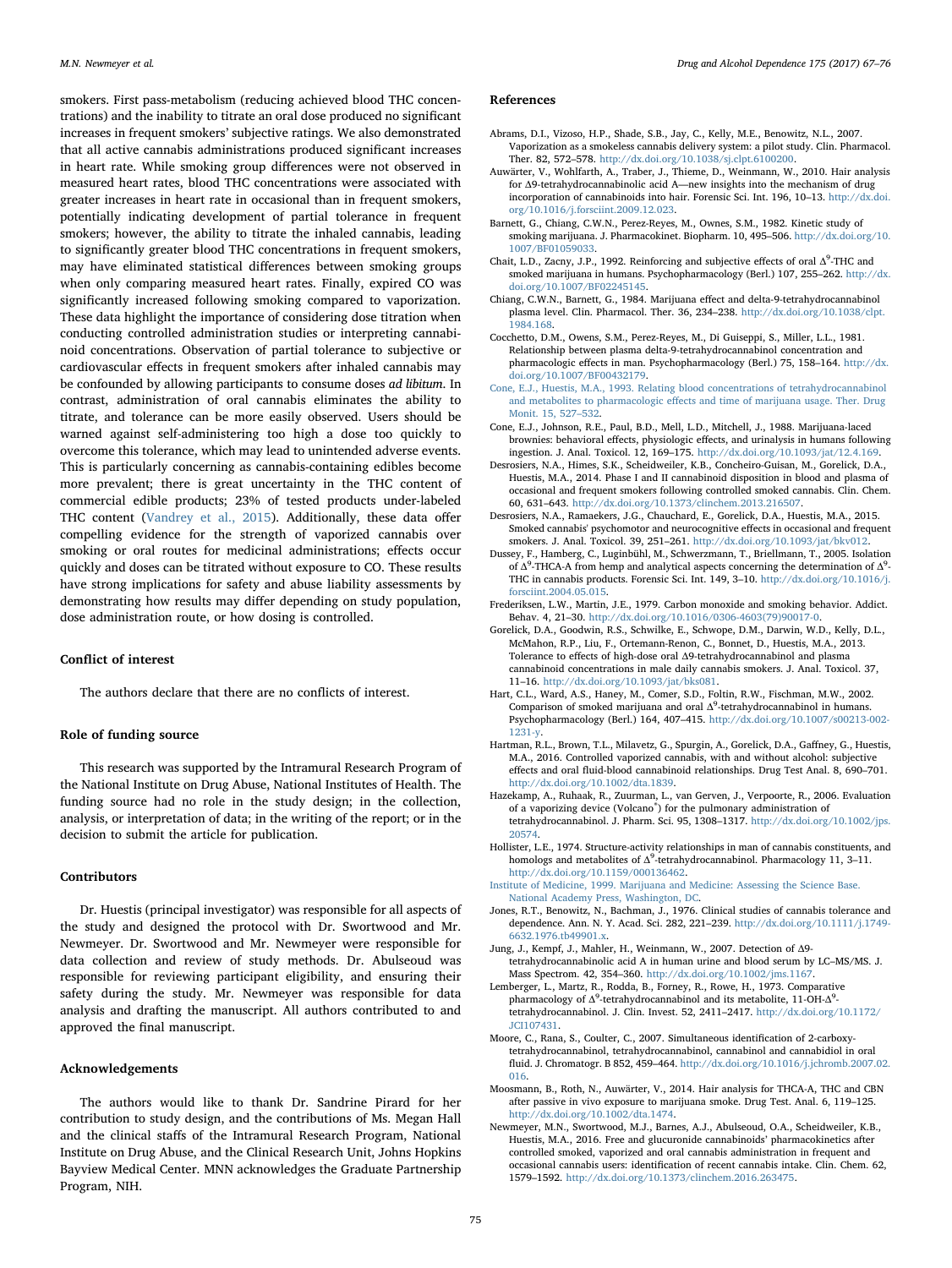smokers. First pass-metabolism (reducing achieved blood THC concentrations) and the inability to titrate an oral dose produced no significant increases in frequent smokers' subjective ratings. We also demonstrated that all active cannabis administrations produced significant increases in heart rate. While smoking group differences were not observed in measured heart rates, blood THC concentrations were associated with greater increases in heart rate in occasional than in frequent smokers, potentially indicating development of partial tolerance in frequent smokers; however, the ability to titrate the inhaled cannabis, leading to significantly greater blood THC concentrations in frequent smokers, may have eliminated statistical differences between smoking groups when only comparing measured heart rates. Finally, expired CO was significantly increased following smoking compared to vaporization. These data highlight the importance of considering dose titration when conducting controlled administration studies or interpreting cannabinoid concentrations. Observation of partial tolerance to subjective or cardiovascular effects in frequent smokers after inhaled cannabis may be confounded by allowing participants to consume doses *ad libitum*. In contrast, administration of oral cannabis eliminates the ability to titrate, and tolerance can be more easily observed. Users should be warned against self-administering too high a dose too quickly to overcome this tolerance, which may lead to unintended adverse events. This is particularly concerning as cannabis-containing edibles become more prevalent; there is great uncertainty in the THC content of commercial edible products; 23% of tested products under-labeled THC content (Vandrey et al., 2015). Additionally, these data offer compelling evidence for the strength of vaporized cannabis over smoking or oral routes for medicinal administrations; effects occur quickly and doses can be titrated without exposure to CO. These results have strong implications for safety and abuse liability assessments by demonstrating how results may differ depending on study population, dose administration route, or how dosing is controlled.

## Conflict of interest

The authors declare that there are no conflicts of interest.

## Role of funding source

This research was supported by the Intramural Research Program of the National Institute on Drug Abuse, National Institutes of Health. The funding source had no role in the study design; in the collection, analysis, or interpretation of data; in the writing of the report; or in the decision to submit the article for publication.

## Contributors

Dr. Huestis (principal investigator) was responsible for all aspects of the study and designed the protocol with Dr. Swortwood and Mr. Newmeyer. Dr. Swortwood and Mr. Newmeyer were responsible for data collection and review of study methods. Dr. Abulseoud was responsible for reviewing participant eligibility, and ensuring their safety during the study. Mr. Newmeyer was responsible for data analysis and drafting the manuscript. All authors contributed to and approved the final manuscript.

## Acknowledgements

The authors would like to thank Dr. Sandrine Pirard for her contribution to study design, and the contributions of Ms. Megan Hall and the clinical staffs of the Intramural Research Program, National Institute on Drug Abuse, and the Clinical Research Unit, Johns Hopkins Bayview Medical Center. MNN acknowledges the Graduate Partnership Program, NIH.

## References

Abrams, D.I., Vizoso, H.P., Shade, S.B., Jay, C., Kelly, M.E., Benowitz, N.L., 2007. Vaporization as a smokeless cannabis delivery system: a pilot study. Clin. Pharmacol. Ther. 82, 572–578. http://dx.doi.org/10.1038/sj.clpt.6100200.

Auwärter, V., Wohlfarth, A., Traber, J., Thieme, D., Weinmann, W., 2010. Hair analysis for Δ9-tetrahydrocannabinolic acid A—new insights into the mechanism of drug incorporation of cannabinoids into hair. Forensic Sci. Int. 196, 10–13. http://dx.doi.org/10.1016/j.forsciint.2009.12.023.

Barnett, G., Chiang, C.W.N., Perez-Reyes, M., Owens, S.M., 1982. Kinetic study of smoking marijuana. J. Pharmacokinet. Biopharm. 10, 495–506. http://dx.doi.org/10.1007/BF01059033.

Chait, L.D., Zacny, J.P., 1992. Reinforcing and subjective effects of oral $\Delta^9$-THC and smoked marijuana in humans. Psychopharmacology (Berl.) 107, 255–262. http://dx.doi.org/10.1007/BF02245145.

Chiang, C.W.N., Barnett, G., 1984. Marijuana effect and delta-9-tetrahydrocannabinol plasma level. Clin. Pharmacol. Ther. 36, 234–238. http://dx.doi.org/10.1038/clpt.1984.168.

Cocchetto, D.M., Owens, S.M., Perez-Reyes, M., Di Guiseppi, S., Miller, L.L., 1981. Relationship between plasma delta-9-tetrahydrocannabinol concentration and pharmacologic effects in man. Psychopharmacology (Berl.) 75, 158–164. http://dx.doi.org/10.1007/BF00432179.

Cone, E.J., Huestis, M.A., 1993. Relating blood concentrations of tetrahydrocannabinol and metabolites to pharmacologic effects and time of marijuana usage. Ther. Drug Monit. 15, 527–532.

Cone, E.J., Johnson, R.E., Paul, B.D., Mell, L.D., Mitchell, J., 1988. Marijuana-laced brownies: behavioral effects, physiologic effects, and urinalysis in humans following ingestion. J. Anal. Toxicol. 12, 169–175. http://dx.doi.org/10.1093/jat/12.4.169.

Desrosiers, N.A., Himes, S.K., Scheidweiler, K.B., Concheiro-Guisan, M., Gorelick, D.A., Huestis, M.A., 2014. Phase I and II cannabinoid disposition in blood and plasma of occasional and frequent smokers following controlled smoked cannabis. Clin. Chem. 60, 631–643. http://dx.doi.org/10.1373/clinchem.2013.216507.

Desrosiers, N.A., Ramaekers, J.G., Chauchard, E., Gorelick, D.A., Huestis, M.A., 2015. Smoked cannabis' psychomotor and neurocognitive effects in occasional and frequent smokers. J. Anal. Toxicol. 39, 251–261. http://dx.doi.org/10.1093/jat/bkv012.

Dussey, F., Hamberg, C., Luginbühl, M., Schwerzmann, T., Briellmann, T., 2005. Isolation of $\Delta^9$-THCA-A from hemp and analytical aspects concerning the determination of $\Delta^9$-THC in cannabis products. Forensic Sci. Int. 149, 3–10. http://dx.doi.org/10.1016/j.forsciint.2004.05.015.

Frederiksen, L.W., Martin, J.E., 1979. Carbon monoxide and smoking behavior. Addict. Behav. 4, 21–30. http://dx.doi.org/10.1016/0306-4603(79)90017-0.

Gorelick, D.A., Goodwin, R.S., Schwilke, E., Schwope, D.M., Darwin, W.D., Kelly, D.L., McMahon, R.P., Liu, F., Ortemann-Renon, C., Bonnet, D., Huestis, M.A., 2013. Tolerance to effects of high-dose oral Δ9-tetrahydrocannabinol and plasma cannabinoid concentrations in male daily cannabis smokers. J. Anal. Toxicol. 37, 11–16. http://dx.doi.org/10.1093/jat/bks081.

Hart, C.L., Ward, A.S., Haney, M., Comer, S.D., Foltin, R.W., Fischman, M.W., 2002. Comparison of smoked marijuana and oral $\Delta^9$-tetrahydrocannabinol in humans. Psychopharmacology (Berl.) 164, 407–415. http://dx.doi.org/10.1007/s00213-002-1231-y.

Hartman, R.L., Brown, T.L., Milavetz, G., Spurgin, A., Gorelick, D.A., Gaffney, G., Huestis, M.A., 2016. Controlled vaporized cannabis, with and without alcohol: subjective effects and oral fluid-blood cannabinoid relationships. Drug Test Anal. 8, 690–701. http://dx.doi.org/10.1002/dta.1839.

Hazekamp, A., Ruhaak, R., Zuurman, L., van Gerven, J., Verpoorte, R., 2006. Evaluation of a vaporizing device (Volcano®) for the pulmonary administration of tetrahydrocannabinol. J. Pharm. Sci. 95, 1308–1317. http://dx.doi.org/10.1002/jps.20574.

Hollister, L.E., 1974. Structure-activity relationships in man of cannabis constituents, and homologs and metabolites of $\Delta^9$-tetrahydrocannabinol. Pharmacology 11, 3–11. http://dx.doi.org/10.1159/000136462.

Institute of Medicine, 1999. Marijuana and Medicine: Assessing the Science Base. National Academy Press, Washington, DC.

Jones, R.T., Benowitz, N., Bachman, J., 1976. Clinical studies of cannabis tolerance and dependence. Ann. N. Y. Acad. Sci. 282, 221–239. http://dx.doi.org/10.1111/j.1749-6632.1976.tb49901.x.

Jung, J., Kempf, J., Mahler, H., Weinmann, W., 2007. Detection of Δ9-tetrahydrocannabinolic acid A in human urine and blood serum by LC–MS/MS. J. Mass Spectrom. 42, 354–360. http://dx.doi.org/10.1002/jms.1167.

Lemberger, L., Martz, R., Rodda, B., Forney, R., Rowe, H., 1973. Comparative pharmacology of $\Delta^9$-tetrahydrocannabinol and its metabolite, 11-OH-$\Delta^9$-tetrahydrocannabinol. J. Clin. Invest. 52, 2411–2417. http://dx.doi.org/10.1172/JCI107431.

Moore, C., Rana, S., Coulter, C., 2007. Simultaneous identification of 2-carboxy-tetrahydrocannabinol, tetrahydrocannabinol, cannabinol and cannabidiol in oral fluid. J. Chromatogr. B 852, 459–464. http://dx.doi.org/10.1016/j.jchromb.2007.02.016.

Moosmann, B., Roth, N., Auwärter, V., 2014. Hair analysis for THCA-A, THC and CBN after passive in vivo exposure to marijuana smoke. Drug Test. Anal. 6, 119–125. http://dx.doi.org/10.1002/dta.1474.

Newmeyer, M.N., Swortwood, M.J., Barnes, A.J., Abulseoud, O.A., Scheidweiler, K.B., Huestis, M.A., 2016. Free and glucuronide cannabinoids' pharmacokinetics after controlled smoked, vaporized and oral cannabis administration in frequent and occasional cannabis users: identification of recent cannabis intake. Clin. Chem. 62, 1579–1592. http://dx.doi.org/10.1373/clinchem.2016.263475.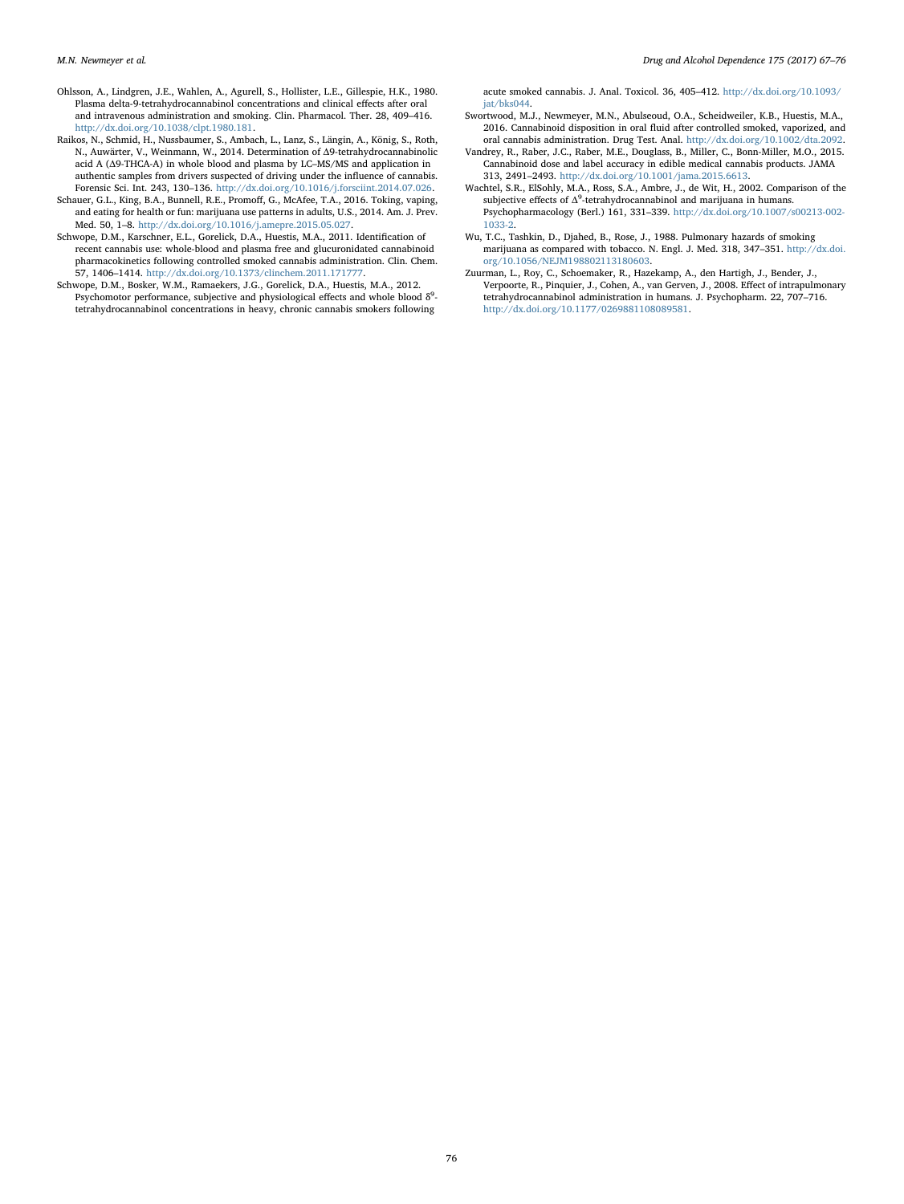Ohlsson, A., Lindgren, J.E., Wahlen, A., Agurell, S., Hollister, L.E., Gillespie, H.K., 1980. Plasma delta-9-tetrahydrocannabinol concentrations and clinical effects after oral and intravenous administration and smoking. Clin. Pharmacol. Ther. 28, 409–416. http://dx.doi.org/10.1038/clpt.1980.181.

Raikos, N., Schmid, H., Nussbaumer, S., Ambach, L., Lanz, S., Längin, A., König, S., Roth, N., Auwärter, V., Weinmann, W., 2014. Determination of Δ9-tetrahydrocannabinolic acid A (Δ9-THCA-A) in whole blood and plasma by LC–MS/MS and application in authentic samples from drivers suspected of driving under the influence of cannabis. Forensic Sci. Int. 243, 130–136. http://dx.doi.org/10.1016/j.forsciint.2014.07.026.

Schauer, G.L., King, B.A., Bunnell, R.E., Promoff, G., McAfee, T.A., 2016. Toking, vaping, and eating for health or fun: marijuana use patterns in adults, U.S., 2014. Am. J. Prev. Med. 50, 1–8. http://dx.doi.org/10.1016/j.amepre.2015.05.027.

Schwope, D.M., Karschner, E.L., Gorelick, D.A., Huestis, M.A., 2011. Identification of recent cannabis use: whole-blood and plasma free and glucuronidated cannabinoid pharmacokinetics following controlled smoked cannabis administration. Clin. Chem. 57, 1406–1414. http://dx.doi.org/10.1373/clinchem.2011.171777.

Schwope, D.M., Bosker, W.M., Ramaekers, J.G., Gorelick, D.A., Huestis, M.A., 2012. Psychomotor performance, subjective and physiological effects and whole blood $\delta^9$-tetrahydrocannabinol concentrations in heavy, chronic cannabis smokers following acute smoked cannabis. J. Anal. Toxicol. 36, 405–412. http://dx.doi.org/10.1093/jat/bks044.

Swortwood, M.J., Newmeyer, M.N., Abulseoud, O.A., Scheidweiler, K.B., Huestis, M.A., 2016. Cannabinoid disposition in oral fluid after controlled smoked, vaporized, and oral cannabis administration. Drug Test. Anal. http://dx.doi.org/10.1002/dta.2092.

Vandrey, R., Raber, J.C., Raber, M.E., Douglass, B., Miller, C., Bonn-Miller, M.O., 2015. Cannabinoid dose and label accuracy in edible medical cannabis products. JAMA 313, 2491–2493. http://dx.doi.org/10.1001/jama.2015.6613.

Wachtel, S.R., ElSohly, M.A., Ross, S.A., Ambre, J., de Wit, H., 2002. Comparison of the subjective effects of $\Delta^9$-tetrahydrocannabinol and marijuana in humans. Psychopharmacology (Berl.) 161, 331–339. http://dx.doi.org/10.1007/s00213-002-1033-2.

Wu, T.C., Tashkin, D., Djahed, B., Rose, J., 1988. Pulmonary hazards of smoking marijuana as compared with tobacco. N. Engl. J. Med. 318, 347–351. http://dx.doi.org/10.1056/NEJM198802113180603.

Zuurman, L., Roy, C., Schoemaker, R., Hazekamp, A., den Hartigh, J., Bender, J., Verpoorte, R., Pinquier, J., Cohen, A., van Gerven, J., 2008. Effect of intrapulmonary tetrahydrocannabinol administration in humans. J. Psychopharm. 22, 707–716. http://dx.doi.org/10.1177/0269881108089581.